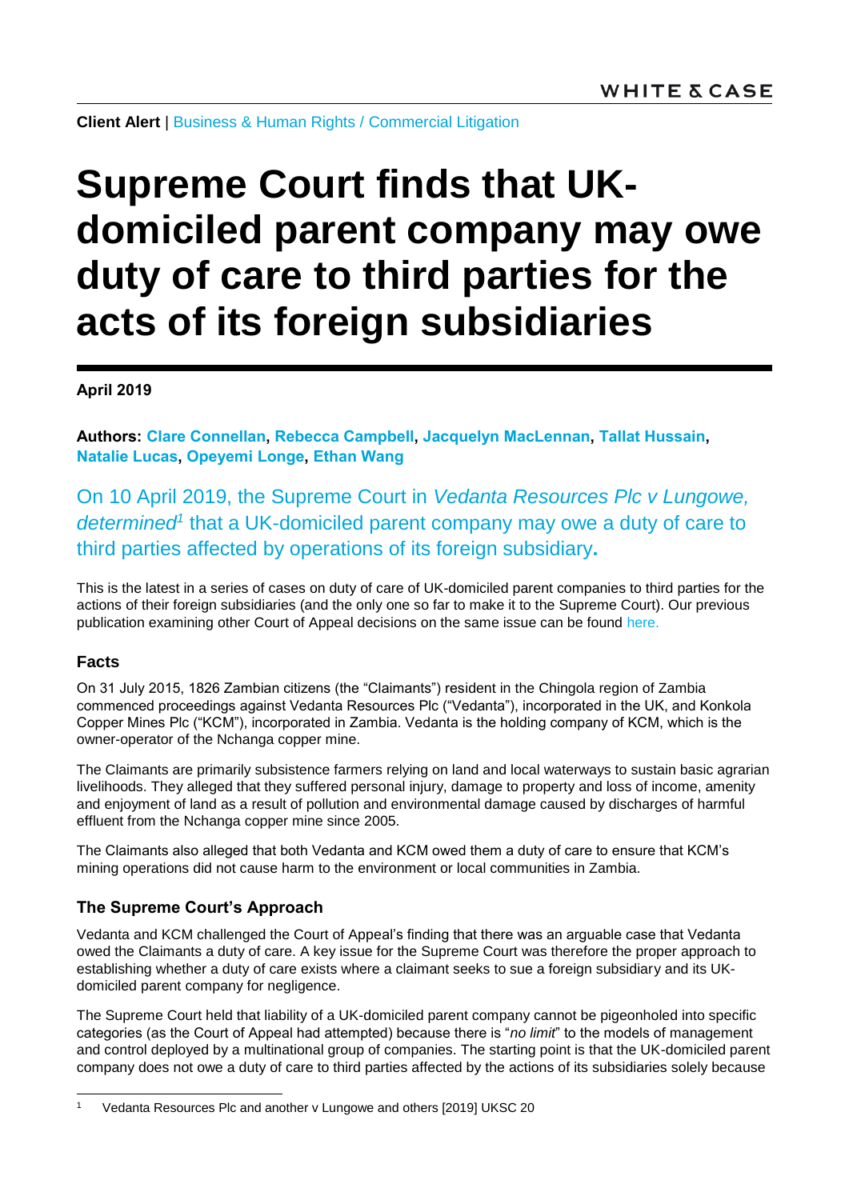**Client Alert** | Business & Human Rights / Commercial Litigation

# Supreme Court finds that UK-domiciled parent company may owe duty of care to third parties for the acts of its foreign subsidiaries

**April 2019**

**Authors: Clare Connellan, Rebecca Campbell, Jacquelyn MacLennan, Tallat Hussain, Natalie Lucas, Opeyemi Longe, Ethan Wang**

On 10 April 2019, the Supreme Court in *Vedanta Resources Plc v Lungowe, determined*[1] that a UK-domiciled parent company may owe a duty of care to third parties affected by operations of its foreign subsidiary**.**

This is the latest in a series of cases on duty of care of UK-domiciled parent companies to third parties for the actions of their foreign subsidiaries (and the only one so far to make it to the Supreme Court). Our previous publication examining other Court of Appeal decisions on the same issue can be found here.

### Facts

On 31 July 2015, 1826 Zambian citizens (the "Claimants") resident in the Chingola region of Zambia commenced proceedings against Vedanta Resources Plc ("Vedanta"), incorporated in the UK, and Konkola Copper Mines Plc ("KCM"), incorporated in Zambia. Vedanta is the holding company of KCM, which is the owner-operator of the Nchanga copper mine.

The Claimants are primarily subsistence farmers relying on land and local waterways to sustain basic agrarian livelihoods. They alleged that they suffered personal injury, damage to property and loss of income, amenity and enjoyment of land as a result of pollution and environmental damage caused by discharges of harmful effluent from the Nchanga copper mine since 2005.

The Claimants also alleged that both Vedanta and KCM owed them a duty of care to ensure that KCM's mining operations did not cause harm to the environment or local communities in Zambia.

### The Supreme Court's Approach

Vedanta and KCM challenged the Court of Appeal's finding that there was an arguable case that Vedanta owed the Claimants a duty of care. A key issue for the Supreme Court was therefore the proper approach to establishing whether a duty of care exists where a claimant seeks to sue a foreign subsidiary and its UK-domiciled parent company for negligence.

The Supreme Court held that liability of a UK-domiciled parent company cannot be pigeonholed into specific categories (as the Court of Appeal had attempted) because there is "*no limit*" to the models of management and control deployed by a multinational group of companies. The starting point is that the UK-domiciled parent company does not owe a duty of care to third parties affected by the actions of its subsidiaries solely because

[1] Vedanta Resources Plc and another v Lungowe and others [2019] UKSC 20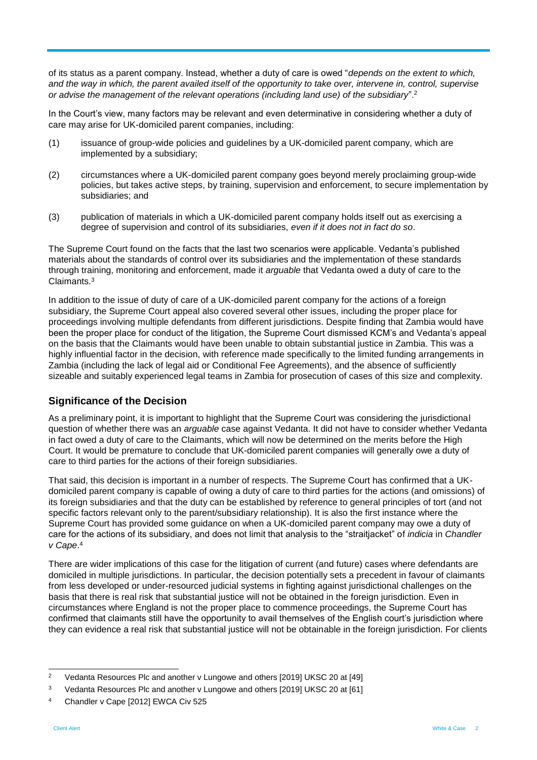of its status as a parent company. Instead, whether a duty of care is owed "*depends on the extent to which, and the way in which, the parent availed itself of the opportunity to take over, intervene in, control, supervise or advise the management of the relevant operations (including land use) of the subsidiary*".[2]

In the Court's view, many factors may be relevant and even determinative in considering whether a duty of care may arise for UK-domiciled parent companies, including:

(1) issuance of group-wide policies and guidelines by a UK-domiciled parent company, which are implemented by a subsidiary;

(2) circumstances where a UK-domiciled parent company goes beyond merely proclaiming group-wide policies, but takes active steps, by training, supervision and enforcement, to secure implementation by subsidiaries; and

(3) publication of materials in which a UK-domiciled parent company holds itself out as exercising a degree of supervision and control of its subsidiaries, *even if it does not in fact do so*.

The Supreme Court found on the facts that the last two scenarios were applicable. Vedanta's published materials about the standards of control over its subsidiaries and the implementation of these standards through training, monitoring and enforcement, made it *arguable* that Vedanta owed a duty of care to the Claimants.[3]

In addition to the issue of duty of care of a UK-domiciled parent company for the actions of a foreign subsidiary, the Supreme Court appeal also covered several other issues, including the proper place for proceedings involving multiple defendants from different jurisdictions. Despite finding that Zambia would have been the proper place for conduct of the litigation, the Supreme Court dismissed KCM's and Vedanta's appeal on the basis that the Claimants would have been unable to obtain substantial justice in Zambia. This was a highly influential factor in the decision, with reference made specifically to the limited funding arrangements in Zambia (including the lack of legal aid or Conditional Fee Agreements), and the absence of sufficiently sizeable and suitably experienced legal teams in Zambia for prosecution of cases of this size and complexity.

## Significance of the Decision

As a preliminary point, it is important to highlight that the Supreme Court was considering the jurisdictional question of whether there was an *arguable* case against Vedanta. It did not have to consider whether Vedanta in fact owed a duty of care to the Claimants, which will now be determined on the merits before the High Court. It would be premature to conclude that UK-domiciled parent companies will generally owe a duty of care to third parties for the actions of their foreign subsidiaries.

That said, this decision is important in a number of respects. The Supreme Court has confirmed that a UK-domiciled parent company is capable of owing a duty of care to third parties for the actions (and omissions) of its foreign subsidiaries and that the duty can be established by reference to general principles of tort (and not specific factors relevant only to the parent/subsidiary relationship). It is also the first instance where the Supreme Court has provided some guidance on when a UK-domiciled parent company may owe a duty of care for the actions of its subsidiary, and does not limit that analysis to the "straitjacket" of *indicia* in *Chandler v Cape*.[4]

There are wider implications of this case for the litigation of current (and future) cases where defendants are domiciled in multiple jurisdictions. In particular, the decision potentially sets a precedent in favour of claimants from less developed or under-resourced judicial systems in fighting against jurisdictional challenges on the basis that there is real risk that substantial justice will not be obtained in the foreign jurisdiction. Even in circumstances where England is not the proper place to commence proceedings, the Supreme Court has confirmed that claimants still have the opportunity to avail themselves of the English court's jurisdiction where they can evidence a real risk that substantial justice will not be obtainable in the foreign jurisdiction. For clients

---

[2] Vedanta Resources Plc and another v Lungowe and others [2019] UKSC 20 at [49]

[3] Vedanta Resources Plc and another v Lungowe and others [2019] UKSC 20 at [61]

[4] Chandler v Cape [2012] EWCA Civ 525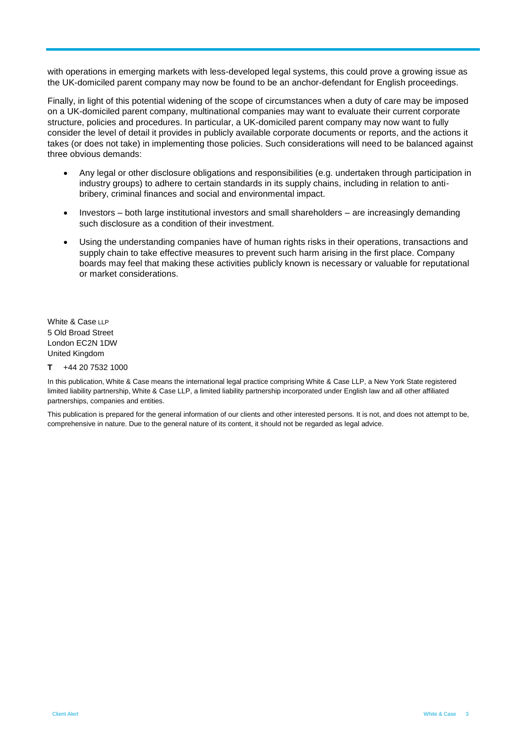with operations in emerging markets with less-developed legal systems, this could prove a growing issue as the UK-domiciled parent company may now be found to be an anchor-defendant for English proceedings.

Finally, in light of this potential widening of the scope of circumstances when a duty of care may be imposed on a UK-domiciled parent company, multinational companies may want to evaluate their current corporate structure, policies and procedures. In particular, a UK-domiciled parent company may now want to fully consider the level of detail it provides in publicly available corporate documents or reports, and the actions it takes (or does not take) in implementing those policies. Such considerations will need to be balanced against three obvious demands:

- Any legal or other disclosure obligations and responsibilities (e.g. undertaken through participation in industry groups) to adhere to certain standards in its supply chains, including in relation to anti-bribery, criminal finances and social and environmental impact.
- Investors – both large institutional investors and small shareholders – are increasingly demanding such disclosure as a condition of their investment.
- Using the understanding companies have of human rights risks in their operations, transactions and supply chain to take effective measures to prevent such harm arising in the first place. Company boards may feel that making these activities publicly known is necessary or valuable for reputational or market considerations.

White & Case LLP
5 Old Broad Street
London EC2N 1DW
United Kingdom

**T** +44 20 7532 1000

In this publication, White & Case means the international legal practice comprising White & Case LLP, a New York State registered limited liability partnership, White & Case LLP, a limited liability partnership incorporated under English law and all other affiliated partnerships, companies and entities.

This publication is prepared for the general information of our clients and other interested persons. It is not, and does not attempt to be, comprehensive in nature. Due to the general nature of its content, it should not be regarded as legal advice.